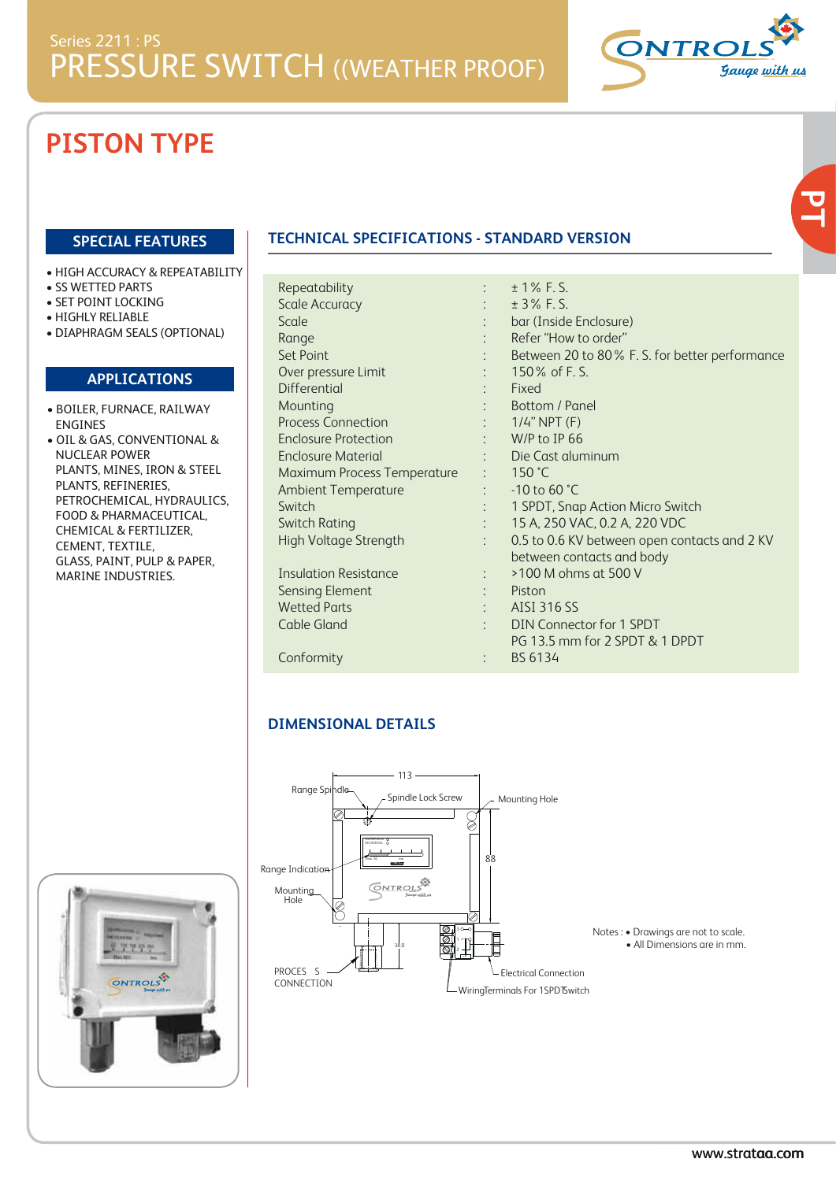Series 2211 : PS

# PRESSURE SWITCH ((WEATHER PROOF)

## PISTON TYPE

### SPECIAL FEATURES

- HIGH ACCURACY & REPEATABILITY
- SS WETTED PARTS
- SET POINT LOCKING
- HIGHLY RELIABLE
- DIAPHRAGM SEALS (OPTIONAL)

### APPLICATIONS

- BOILER, FURNACE, RAILWAY ENGINES
- OIL & GAS, CONVENTIONAL & NUCLEAR POWER PLANTS, MINES, IRON & STEEL PLANTS, REFINERIES, PETROCHEMICAL, HYDRAULICS, FOOD & PHARMACEUTICAL, CHEMICAL & FERTILIZER, CEMENT, TEXTILE, GLASS, PAINT, PULP & PAPER, MARINE INDUSTRIES.

### TECHNICAL SPECIFICATIONS - STANDARD VERSION

| Parameter | | Value |
|---|---|---|
| Repeatability | : | ± 1% F. S. |
| Scale Accuracy | : | ± 3% F. S. |
| Scale | : | bar (Inside Enclosure) |
| Range | : | Refer "How to order" |
| Set Point | : | Between 20 to 80% F. S. for better performance |
| Over pressure Limit | : | 150% of F. S. |
| Differential | : | Fixed |
| Mounting | : | Bottom / Panel |
| Process Connection | : | 1/4" NPT (F) |
| Enclosure Protection | : | W/P to IP 66 |
| Enclosure Material | : | Die Cast aluminum |
| Maximum Process Temperature | : | 150 °C |
| Ambient Temperature | : | -10 to 60 °C |
| Switch | : | 1 SPDT, Snap Action Micro Switch |
| Switch Rating | : | 15 A, 250 VAC, 0.2 A, 220 VDC |
| High Voltage Strength | : | 0.5 to 0.6 KV between open contacts and 2 KV between contacts and body |
| Insulation Resistance | : | >100 M ohms at 500 V |
| Sensing Element | : | Piston |
| Wetted Parts | : | AISI 316 SS |
| Cable Gland | : | DIN Connector for 1 SPDT<br>PG 13.5 mm for 2 SPDT & 1 DPDT |
| Conformity | : | BS 6134 |

### DIMENSIONAL DETAILS

Range Spindle, Spindle Lock Screw, Mounting Hole, Range Indication, Mounting Hole, PROCESS CONNECTION, Electrical Connection, Wiring Terminals For 1SPDT Switch

113, 88, 38.0

Notes :
- Drawings are not to scale.
- All Dimensions are in mm.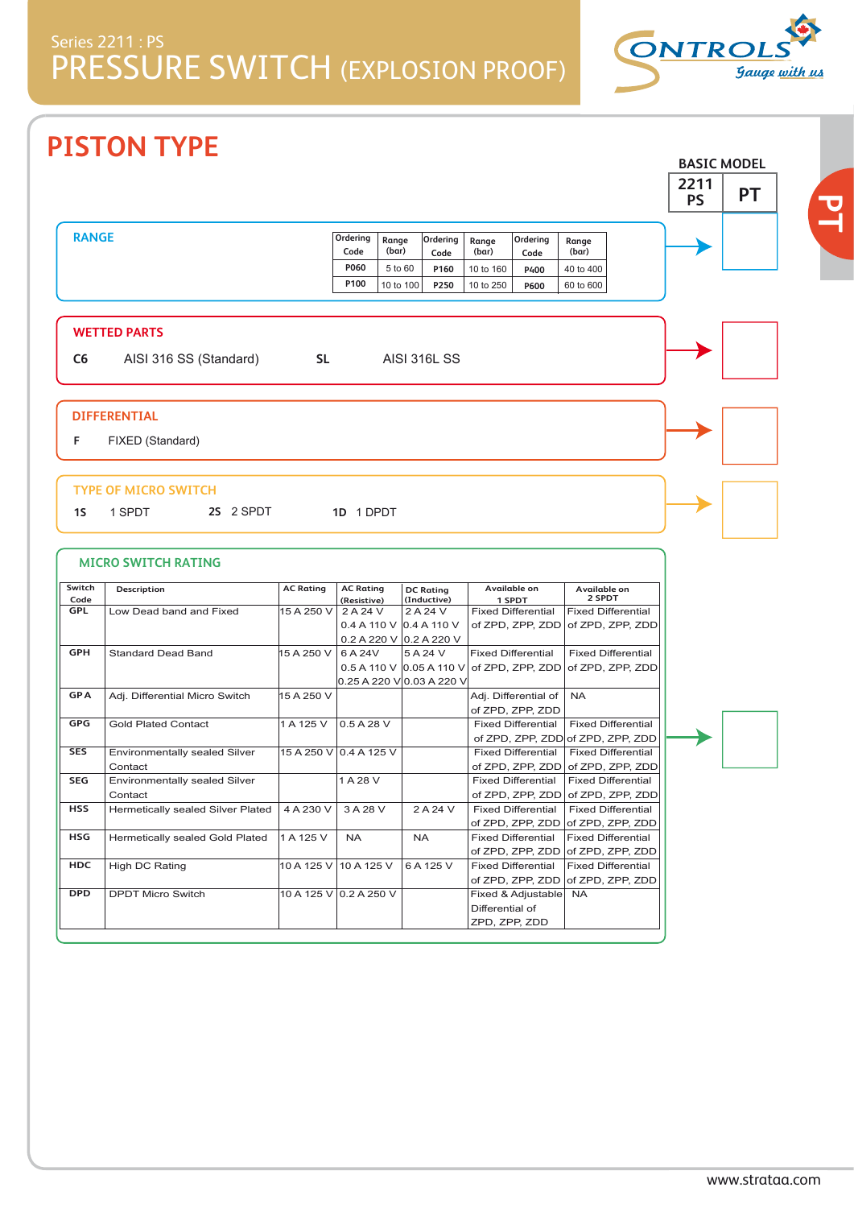Series 2211 : PS

# PRESSURE SWITCH (EXPLOSION PROOF)

## PISTON TYPE

BASIC MODEL

| 2211 PS | PT |
|---|---|

### RANGE

| Ordering Code | Range (bar) | Ordering Code | Range (bar) | Ordering Code | Range (bar) |
|---|---|---|---|---|---|
| P060 | 5 to 60 | P160 | 10 to 160 | P400 | 40 to 400 |
| P100 | 10 to 100 | P250 | 10 to 250 | P600 | 60 to 600 |

### WETTED PARTS

**C6** AISI 316 SS (Standard) **SL** AISI 316L SS

### DIFFERENTIAL

**F** FIXED (Standard)

### TYPE OF MICRO SWITCH

**1S** 1 SPDT **2S** 2 SPDT **1D** 1 DPDT

### MICRO SWITCH RATING

| Switch Code | Description | AC Rating | AC Rating (Resistive) | DC Rating (Inductive) | Available on 1 SPDT | Available on 2 SPDT |
|---|---|---|---|---|---|---|
| GPL | Low Dead band and Fixed | 15 A 250 V | 2 A 24 V<br>0.4 A 110 V<br>0.2 A 220 V | 2 A 24 V<br>0.4 A 110 V<br>0.2 A 220 V | Fixed Differential of ZPD, ZPP, ZDD | Fixed Differential of ZPD, ZPP, ZDD |
| GPH | Standard Dead Band | 15 A 250 V | 6 A 24V<br>0.5 A 110 V<br>0.25 A 220 V | 5 A 24 V<br>0.05 A 110 V<br>0.03 A 220 V | Fixed Differential of ZPD, ZPP, ZDD | Fixed Differential of ZPD, ZPP, ZDD |
| GP A | Adj. Differential Micro Switch | 15 A 250 V | | | Adj. Differential of of ZPD, ZPP, ZDD | NA |
| GPG | Gold Plated Contact | 1 A 125 V | 0.5 A 28 V | | Fixed Differential of ZPD, ZPP, ZDD | Fixed Differential of ZPD, ZPP, ZDD |
| SES | Environmentally sealed Silver Contact | 15 A 250 V | 0.4 A 125 V | | Fixed Differential of ZPD, ZPP, ZDD | Fixed Differential of ZPD, ZPP, ZDD |
| SEG | Environmentally sealed Silver Contact | | 1 A 28 V | | Fixed Differential of ZPD, ZPP, ZDD | Fixed Differential of ZPD, ZPP, ZDD |
| HSS | Hermetically sealed Silver Plated | 4 A 230 V | 3 A 28 V | 2 A 24 V | Fixed Differential of ZPD, ZPP, ZDD | Fixed Differential of ZPD, ZPP, ZDD |
| HSG | Hermetically sealed Gold Plated | 1 A 125 V | NA | NA | Fixed Differential of ZPD, ZPP, ZDD | Fixed Differential of ZPD, ZPP, ZDD |
| HDC | High DC Rating | 10 A 125 V | 10 A 125 V | 6 A 125 V | Fixed Differential of ZPD, ZPP, ZDD | Fixed Differential of ZPD, ZPP, ZDD |
| DPD | DPDT Micro Switch | 10 A 125 V | 0.2 A 250 V | | Fixed & Adjustable Differential of ZPD, ZPP, ZDD | NA |

www.strataa.com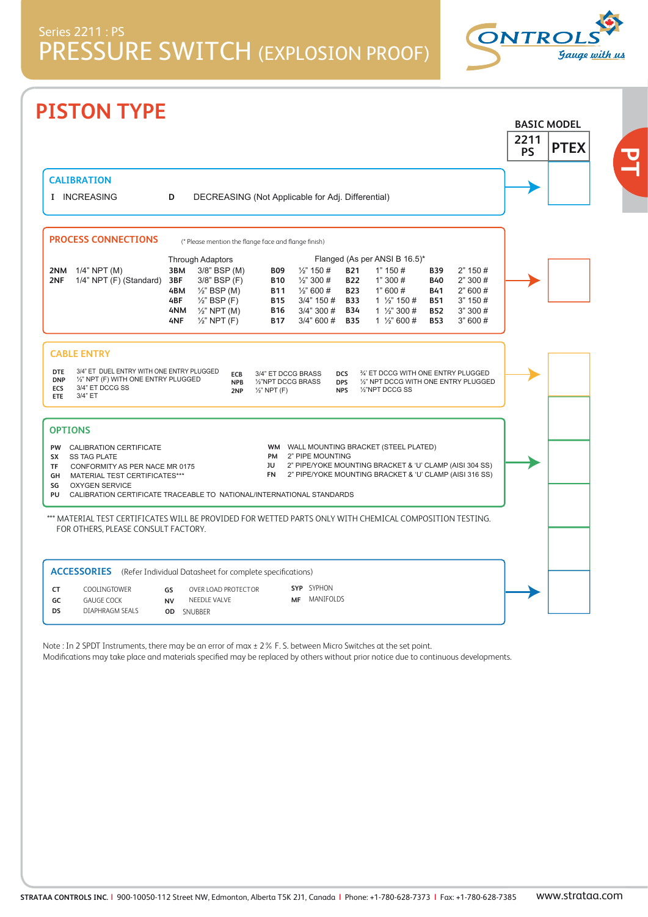Series 2211 : PS

# PRESSURE SWITCH (EXPLOSION PROOF)

## PISTON TYPE

BASIC MODEL

| 2211 PS | PTEX |
|---|---|

### CALIBRATION

I INCREASING D DECREASING (Not Applicable for Adj. Differential)

### PROCESS CONNECTIONS

(* Please mention the flange face and flange finish)

| | | Through Adaptors | | Flanged (As per ANSI B 16.5)* | | | | | |
|---|---|---|---|---|---|---|---|---|---|
| 2NM | 1/4" NPT (M) | 3BM | 3/8" BSP (M) | B09 | ½" 150 # | B21 | 1" 150 # | B39 | 2" 150 # |
| 2NF | 1/4" NPT (F) (Standard) | 3BF | 3/8" BSP (F) | B10 | ½" 300 # | B22 | 1" 300 # | B40 | 2" 300 # |
| | | 4BM | ½" BSP (M) | B11 | ½" 600 # | B23 | 1" 600 # | B41 | 2" 600 # |
| | | 4BF | ½" BSP (F) | B15 | 3/4" 150 # | B33 | 1 ½" 150 # | B51 | 3" 150 # |
| | | 4NM | ½" NPT (M) | B16 | 3/4" 300 # | B34 | 1 ½" 300 # | B52 | 3" 300 # |
| | | 4NF | ½" NPT (F) | B17 | 3/4" 600 # | B35 | 1 ½" 600 # | B53 | 3" 600 # |

### CABLE ENTRY

| | | | | | |
|---|---|---|---|---|---|
| DTE | 3/4" ET DUEL ENTRY WITH ONE ENTRY PLUGGED | ECB | 3/4" ET DCCG BRASS | DCS | ¾" ET DCCG WITH ONE ENTRY PLUGGED |
| DNP | ½" NPT (F) WITH ONE ENTRY PLUGGED | NPB | ½"NPT DCCG BRASS | DPS | ½" NPT DCCG WITH ONE ENTRY PLUGGED |
| ECS | 3/4" ET DCCG SS | 2NP | ½" NPT (F) | NPS | ½"NPT DCCG SS |
| ETE | 3/4" ET | | | | |

### OPTIONS

| | | | |
|---|---|---|---|
| PW | CALIBRATION CERTIFICATE | WM | WALL MOUNTING BRACKET (STEEL PLATED) |
| SX | SS TAG PLATE | PM | 2" PIPE MOUNTING |
| TF | CONFORMITY AS PER NACE MR 0175 | JU | 2" PIPE/YOKE MOUNTING BRACKET & 'U' CLAMP (AISI 304 SS) |
| GH | MATERIAL TEST CERTIFICATES*** | FN | 2" PIPE/YOKE MOUNTING BRACKET & 'U' CLAMP (AISI 316 SS) |
| SG | OXYGEN SERVICE | | |
| PU | CALIBRATION CERTIFICATE TRACEABLE TO NATIONAL/INTERNATIONAL STANDARDS | | |

*** MATERIAL TEST CERTIFICATES WILL BE PROVIDED FOR WETTED PARTS ONLY WITH CHEMICAL COMPOSITION TESTING. FOR OTHERS, PLEASE CONSULT FACTORY.

### ACCESSORIES

(Refer Individual Datasheet for complete specifications)

| | | | | | |
|---|---|---|---|---|---|
| CT | COOLINGTOWER | GS | OVER LOAD PROTECTOR | SYP | SYPHON |
| GC | GAUGE COCK | NV | NEEDLE VALVE | MF | MANIFOLDS |
| DS | DIAPHRAGM SEALS | OD | SNUBBER | | |

Note : In 2 SPDT Instruments, there may be an error of max ± 2% F. S. between Micro Switches at the set point.
Modifications may take place and materials specified may be replaced by others without prior notice due to continuous developments.

STRATAA CONTROLS INC. | 900-10050-112 Street NW, Edmonton, Alberta T5K 2J1, Canada | Phone: +1-780-628-7373 | Fax: +1-780-628-7385 www.strataa.com